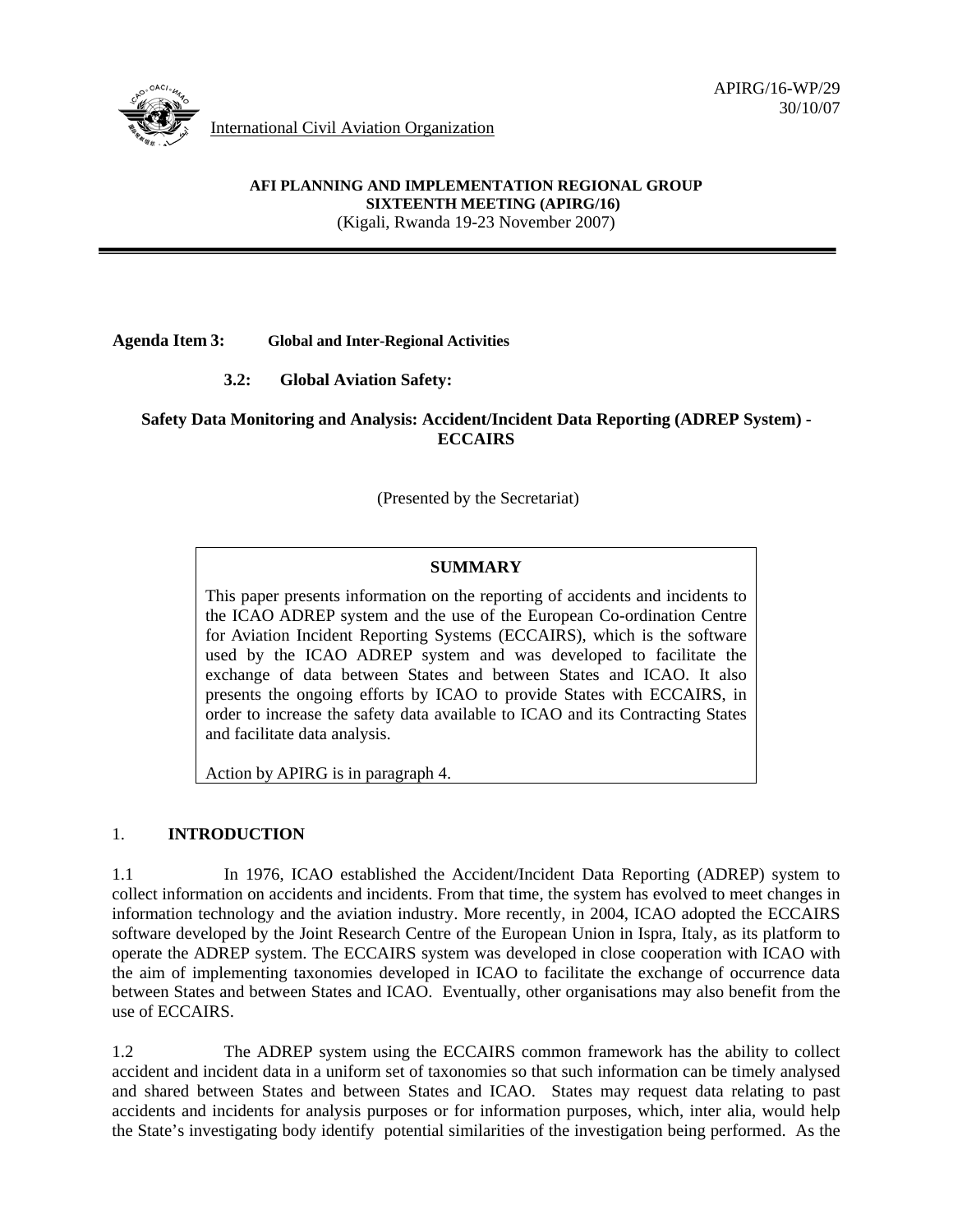APIRG/16-WP/29
30/10/07

International Civil Aviation Organization

**AFI PLANNING AND IMPLEMENTATION REGIONAL GROUP**
**SIXTEENTH MEETING (APIRG/16)**
(Kigali, Rwanda 19-23 November 2007)

---

**Agenda Item 3: Global and Inter-Regional Activities**

**3.2: Global Aviation Safety:**

**Safety Data Monitoring and Analysis: Accident/Incident Data Reporting (ADREP System) - ECCAIRS**

(Presented by the Secretariat)

> **SUMMARY**
>
> This paper presents information on the reporting of accidents and incidents to the ICAO ADREP system and the use of the European Co-ordination Centre for Aviation Incident Reporting Systems (ECCAIRS), which is the software used by the ICAO ADREP system and was developed to facilitate the exchange of data between States and between States and ICAO. It also presents the ongoing efforts by ICAO to provide States with ECCAIRS, in order to increase the safety data available to ICAO and its Contracting States and facilitate data analysis.
>
> Action by APIRG is in paragraph 4.

## 1. INTRODUCTION

1.1 In 1976, ICAO established the Accident/Incident Data Reporting (ADREP) system to collect information on accidents and incidents. From that time, the system has evolved to meet changes in information technology and the aviation industry. More recently, in 2004, ICAO adopted the ECCAIRS software developed by the Joint Research Centre of the European Union in Ispra, Italy, as its platform to operate the ADREP system. The ECCAIRS system was developed in close cooperation with ICAO with the aim of implementing taxonomies developed in ICAO to facilitate the exchange of occurrence data between States and between States and ICAO. Eventually, other organisations may also benefit from the use of ECCAIRS.

1.2 The ADREP system using the ECCAIRS common framework has the ability to collect accident and incident data in a uniform set of taxonomies so that such information can be timely analysed and shared between States and between States and ICAO. States may request data relating to past accidents and incidents for analysis purposes or for information purposes, which, inter alia, would help the State's investigating body identify potential similarities of the investigation being performed. As the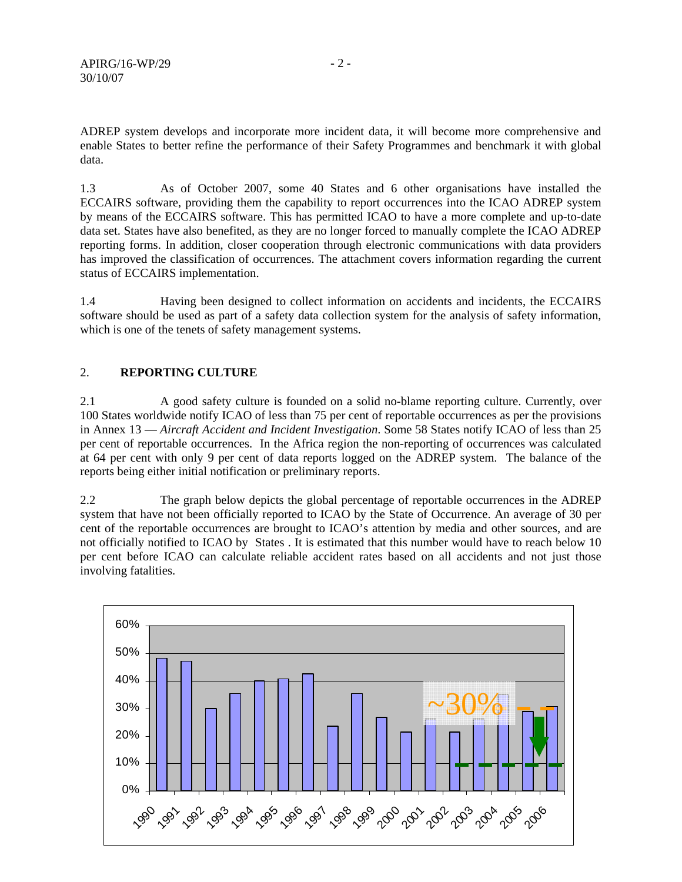ADREP system develops and incorporate more incident data, it will become more comprehensive and enable States to better refine the performance of their Safety Programmes and benchmark it with global data.

1.3 As of October 2007, some 40 States and 6 other organisations have installed the ECCAIRS software, providing them the capability to report occurrences into the ICAO ADREP system by means of the ECCAIRS software. This has permitted ICAO to have a more complete and up-to-date data set. States have also benefited, as they are no longer forced to manually complete the ICAO ADREP reporting forms. In addition, closer cooperation through electronic communications with data providers has improved the classification of occurrences. The attachment covers information regarding the current status of ECCAIRS implementation.

1.4 Having been designed to collect information on accidents and incidents, the ECCAIRS software should be used as part of a safety data collection system for the analysis of safety information, which is one of the tenets of safety management systems.

## 2. **REPORTING CULTURE**

2.1 A good safety culture is founded on a solid no-blame reporting culture. Currently, over 100 States worldwide notify ICAO of less than 75 per cent of reportable occurrences as per the provisions in Annex 13 — *Aircraft Accident and Incident Investigation*. Some 58 States notify ICAO of less than 25 per cent of reportable occurrences. In the Africa region the non-reporting of occurrences was calculated at 64 per cent with only 9 per cent of data reports logged on the ADREP system. The balance of the reports being either initial notification or preliminary reports.

2.2 The graph below depicts the global percentage of reportable occurrences in the ADREP system that have not been officially reported to ICAO by the State of Occurrence. An average of 30 per cent of the reportable occurrences are brought to ICAO's attention by media and other sources, and are not officially notified to ICAO by States . It is estimated that this number would have to reach below 10 per cent before ICAO can calculate reliable accident rates based on all accidents and not just those involving fatalities.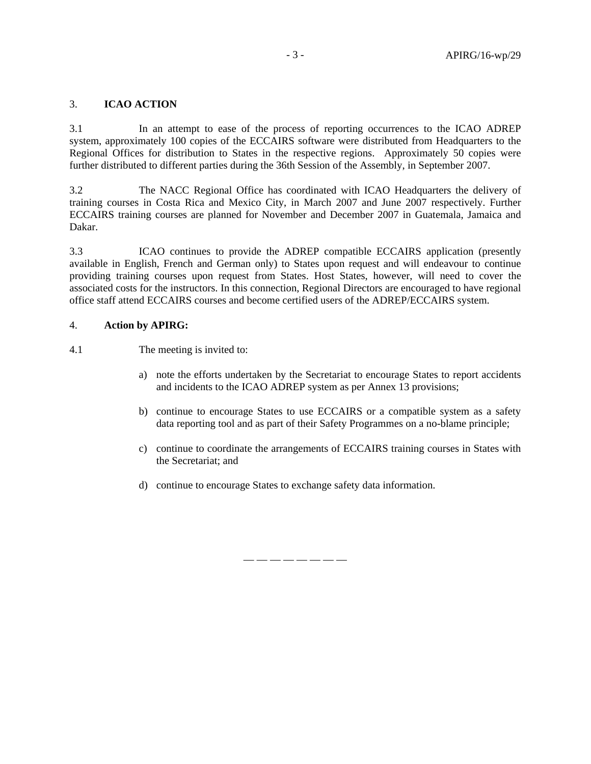## 3. ICAO ACTION

3.1 In an attempt to ease of the process of reporting occurrences to the ICAO ADREP system, approximately 100 copies of the ECCAIRS software were distributed from Headquarters to the Regional Offices for distribution to States in the respective regions. Approximately 50 copies were further distributed to different parties during the 36th Session of the Assembly, in September 2007.

3.2 The NACC Regional Office has coordinated with ICAO Headquarters the delivery of training courses in Costa Rica and Mexico City, in March 2007 and June 2007 respectively. Further ECCAIRS training courses are planned for November and December 2007 in Guatemala, Jamaica and Dakar.

3.3 ICAO continues to provide the ADREP compatible ECCAIRS application (presently available in English, French and German only) to States upon request and will endeavour to continue providing training courses upon request from States. Host States, however, will need to cover the associated costs for the instructors. In this connection, Regional Directors are encouraged to have regional office staff attend ECCAIRS courses and become certified users of the ADREP/ECCAIRS system.

## 4. Action by APIRG:

4.1 The meeting is invited to:

a) note the efforts undertaken by the Secretariat to encourage States to report accidents and incidents to the ICAO ADREP system as per Annex 13 provisions;

b) continue to encourage States to use ECCAIRS or a compatible system as a safety data reporting tool and as part of their Safety Programmes on a no-blame principle;

c) continue to coordinate the arrangements of ECCAIRS training courses in States with the Secretariat; and

d) continue to encourage States to exchange safety data information.

— — — — — — — —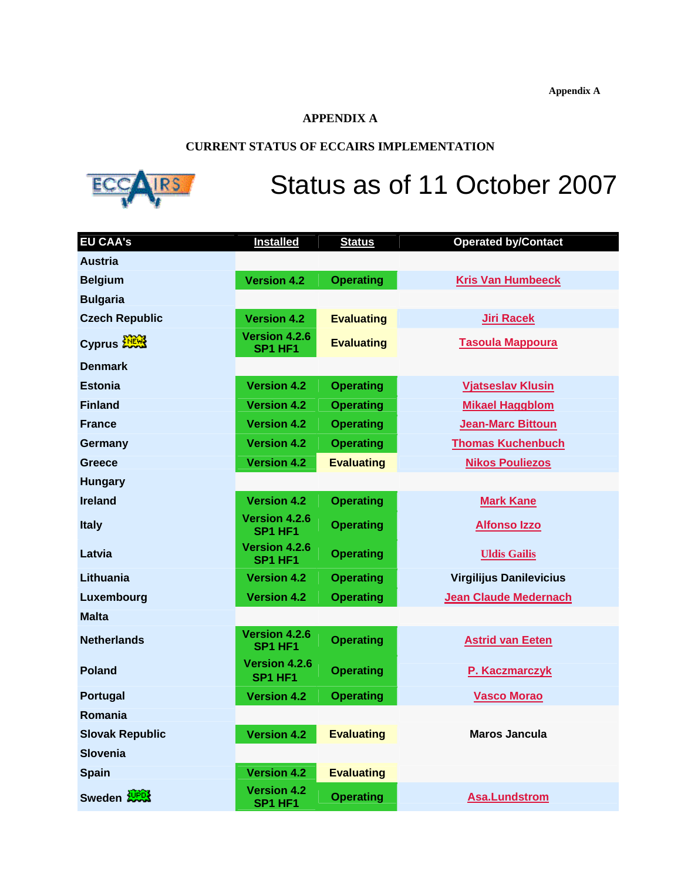Appendix A

# APPENDIX A

## CURRENT STATUS OF ECCAIRS IMPLEMENTATION

# Status as of 11 October 2007

| EU CAA's | Installed | Status | Operated by/Contact |
|---|---|---|---|
| Austria | | | |
| Belgium | Version 4.2 | Operating | Kris Van Humbeeck |
| Bulgaria | | | |
| Czech Republic | Version 4.2 | Evaluating | Jiri Racek |
| Cyprus NEW | Version 4.2.6 SP1 HF1 | Evaluating | Tasoula Mappoura |
| Denmark | | | |
| Estonia | Version 4.2 | Operating | Vjatseslav Klusin |
| Finland | Version 4.2 | Operating | Mikael Haggblom |
| France | Version 4.2 | Operating | Jean-Marc Bittoun |
| Germany | Version 4.2 | Operating | Thomas Kuchenbuch |
| Greece | Version 4.2 | Evaluating | Nikos Pouliezos |
| Hungary | | | |
| Ireland | Version 4.2 | Operating | Mark Kane |
| Italy | Version 4.2.6 SP1 HF1 | Operating | Alfonso Izzo |
| Latvia | Version 4.2.6 SP1 HF1 | Operating | Uldis Gailis |
| Lithuania | Version 4.2 | Operating | Virgilijus Danilevicius |
| Luxembourg | Version 4.2 | Operating | Jean Claude Medernach |
| Malta | | | |
| Netherlands | Version 4.2.6 SP1 HF1 | Operating | Astrid van Eeten |
| Poland | Version 4.2.6 SP1 HF1 | Operating | P. Kaczmarczyk |
| Portugal | Version 4.2 | Operating | Vasco Morao |
| Romania | | | |
| Slovak Republic | Version 4.2 | Evaluating | Maros Jancula |
| Slovenia | | | |
| Spain | Version 4.2 | Evaluating | |
| Sweden UPD | Version 4.2 SP1 HF1 | Operating | Asa.Lundstrom |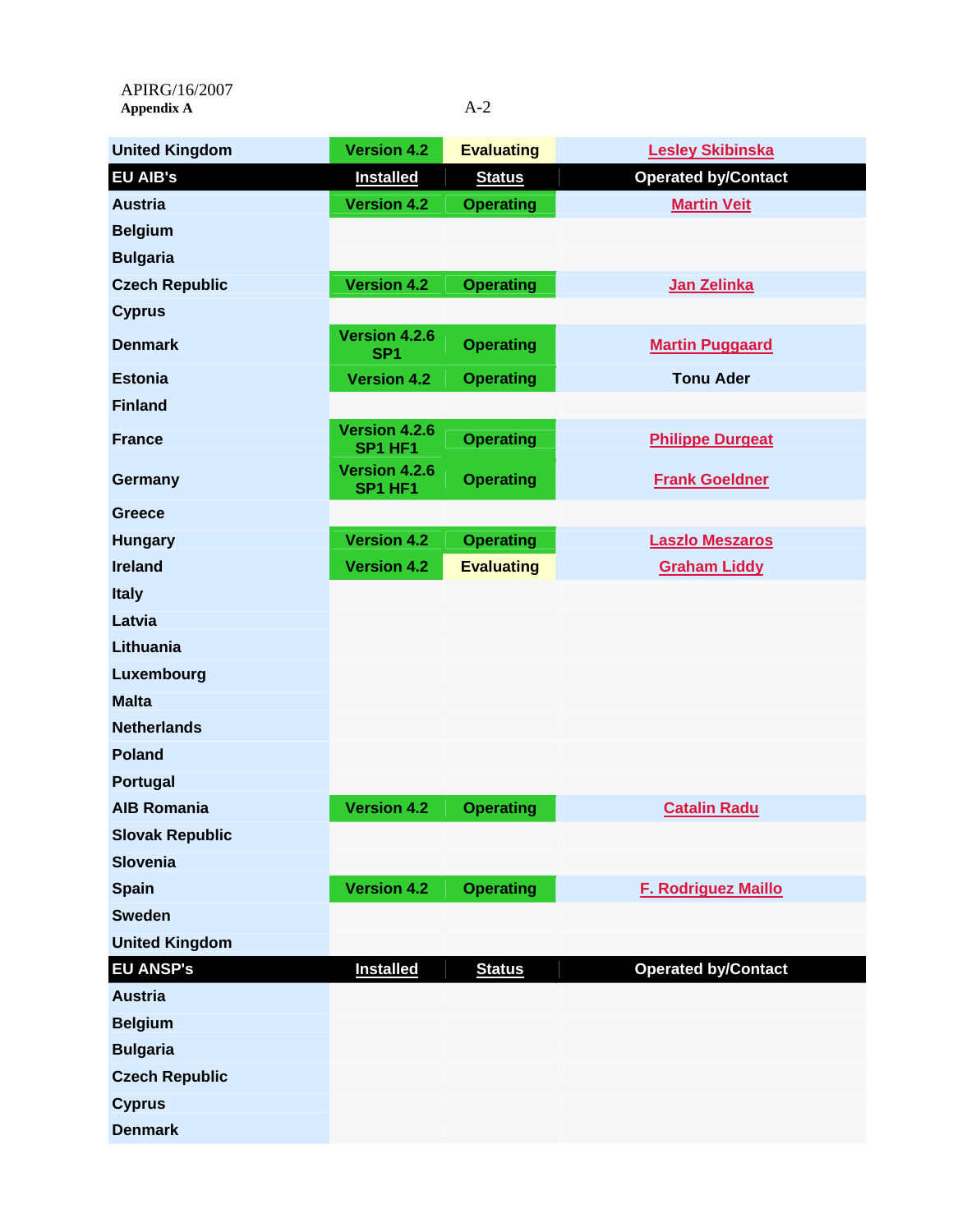| United Kingdom | Version 4.2 | Evaluating | Lesley Skibinska |
|---|---|---|---|
| **EU AIB's** | **Installed** | **Status** | **Operated by/Contact** |
| Austria | Version 4.2 | Operating | Martin Veit |
| Belgium | | | |
| Bulgaria | | | |
| Czech Republic | Version 4.2 | Operating | Jan Zelinka |
| Cyprus | | | |
| Denmark | Version 4.2.6 SP1 | Operating | Martin Puggaard |
| Estonia | Version 4.2 | Operating | Tonu Ader |
| Finland | | | |
| France | Version 4.2.6 SP1 HF1 | Operating | Philippe Durgeat |
| Germany | Version 4.2.6 SP1 HF1 | Operating | Frank Goeldner |
| Greece | | | |
| Hungary | Version 4.2 | Operating | Laszlo Meszaros |
| Ireland | Version 4.2 | Evaluating | Graham Liddy |
| Italy | | | |
| Latvia | | | |
| Lithuania | | | |
| Luxembourg | | | |
| Malta | | | |
| Netherlands | | | |
| Poland | | | |
| Portugal | | | |
| AIB Romania | Version 4.2 | Operating | Catalin Radu |
| Slovak Republic | | | |
| Slovenia | | | |
| Spain | Version 4.2 | Operating | F. Rodriguez Maillo |
| Sweden | | | |
| United Kingdom | | | |
| **EU ANSP's** | **Installed** | **Status** | **Operated by/Contact** |
| Austria | | | |
| Belgium | | | |
| Bulgaria | | | |
| Czech Republic | | | |
| Cyprus | | | |
| Denmark | | | |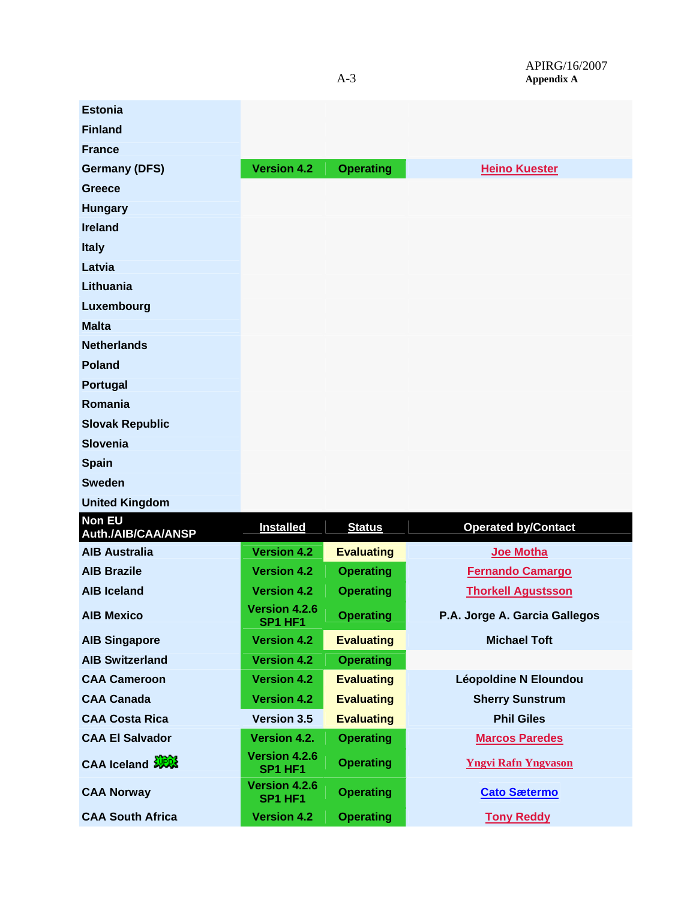| | | | |
|---|---|---|---|
| **Estonia** | | | |
| **Finland** | | | |
| **France** | | | |
| **Germany (DFS)** | **Version 4.2** | **Operating** | **Heino Kuester** |
| **Greece** | | | |
| **Hungary** | | | |
| **Ireland** | | | |
| **Italy** | | | |
| **Latvia** | | | |
| **Lithuania** | | | |
| **Luxembourg** | | | |
| **Malta** | | | |
| **Netherlands** | | | |
| **Poland** | | | |
| **Portugal** | | | |
| **Romania** | | | |
| **Slovak Republic** | | | |
| **Slovenia** | | | |
| **Spain** | | | |
| **Sweden** | | | |
| **United Kingdom** | | | |
| **Non EU Auth./AIB/CAA/ANSP** | **Installed** | **Status** | **Operated by/Contact** |
| **AIB Australia** | **Version 4.2** | **Evaluating** | **Joe Motha** |
| **AIB Brazile** | **Version 4.2** | **Operating** | **Fernando Camargo** |
| **AIB Iceland** | **Version 4.2** | **Operating** | **Thorkell Agustsson** |
| **AIB Mexico** | **Version 4.2.6 SP1 HF1** | **Operating** | **P.A. Jorge A. Garcia Gallegos** |
| **AIB Singapore** | **Version 4.2** | **Evaluating** | **Michael Toft** |
| **AIB Switzerland** | **Version 4.2** | **Operating** | |
| **CAA Cameroon** | **Version 4.2** | **Evaluating** | **Léopoldine N Eloundou** |
| **CAA Canada** | **Version 4.2** | **Evaluating** | **Sherry Sunstrum** |
| **CAA Costa Rica** | **Version 3.5** | **Evaluating** | **Phil Giles** |
| **CAA El Salvador** | **Version 4.2.** | **Operating** | **Marcos Paredes** |
| **CAA Iceland** | **Version 4.2.6 SP1 HF1** | **Operating** | **Yngvi Rafn Yngvason** |
| **CAA Norway** | **Version 4.2.6 SP1 HF1** | **Operating** | **Cato Sætermo** |
| **CAA South Africa** | **Version 4.2** | **Operating** | **Tony Reddy** |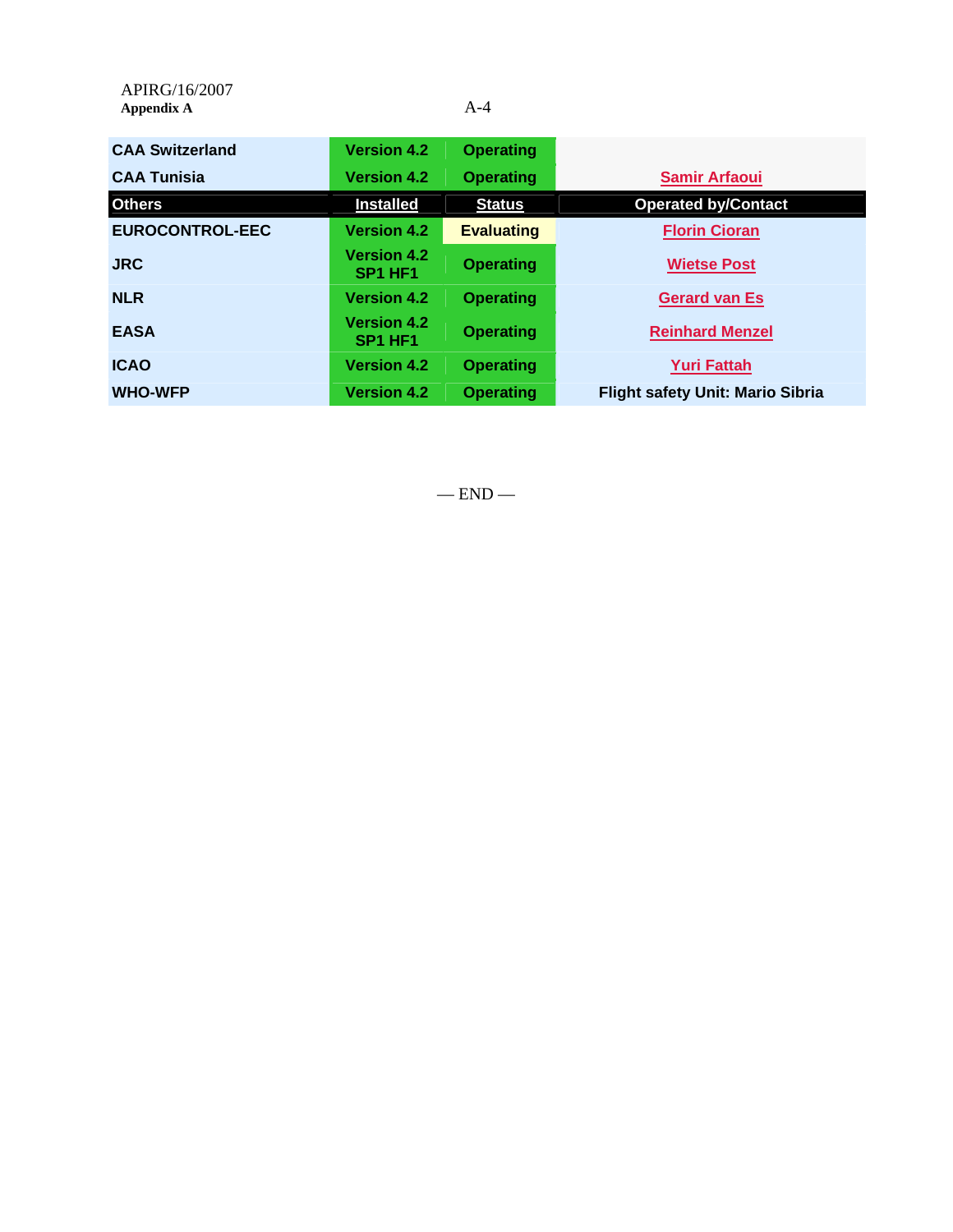| | | | |
|---|---|---|---|
| **CAA Switzerland** | **Version 4.2** | **Operating** | |
| **CAA Tunisia** | **Version 4.2** | **Operating** | **Samir Arfaoui** |
| **Others** | **Installed** | **Status** | **Operated by/Contact** |
| **EUROCONTROL-EEC** | **Version 4.2** | **Evaluating** | **Florin Cioran** |
| **JRC** | **Version 4.2 SP1 HF1** | **Operating** | **Wietse Post** |
| **NLR** | **Version 4.2** | **Operating** | **Gerard van Es** |
| **EASA** | **Version 4.2 SP1 HF1** | **Operating** | **Reinhard Menzel** |
| **ICAO** | **Version 4.2** | **Operating** | **Yuri Fattah** |
| **WHO-WFP** | **Version 4.2** | **Operating** | **Flight safety Unit: Mario Sibria** |

— END —